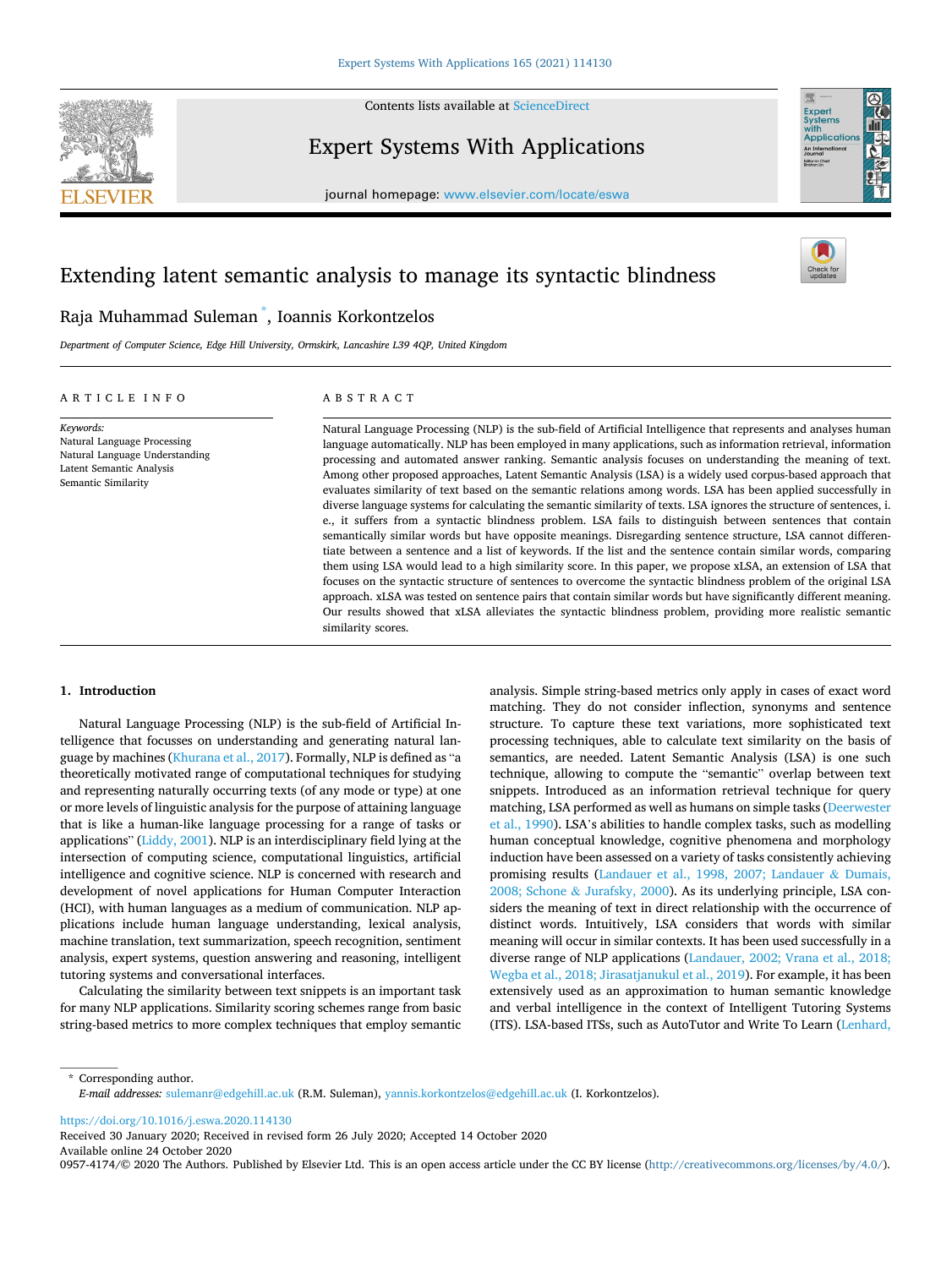# Extending latent semantic analysis to manage its syntactic blindness

Raja Muhammad Suleman *, Ioannis Korkontzelos

*Department of Computer Science, Edge Hill University, Ormskirk, Lancashire L39 4QP, United Kingdom*

## ARTICLE INFO

*Keywords:*
Natural Language Processing
Natural Language Understanding
Latent Semantic Analysis
Semantic Similarity

## ABSTRACT

Natural Language Processing (NLP) is the sub-field of Artificial Intelligence that represents and analyses human language automatically. NLP has been employed in many applications, such as information retrieval, information processing and automated answer ranking. Semantic analysis focuses on understanding the meaning of text. Among other proposed approaches, Latent Semantic Analysis (LSA) is a widely used corpus-based approach that evaluates similarity of text based on the semantic relations among words. LSA has been applied successfully in diverse language systems for calculating the semantic similarity of texts. LSA ignores the structure of sentences, i. e., it suffers from a syntactic blindness problem. LSA fails to distinguish between sentences that contain semantically similar words but have opposite meanings. Disregarding sentence structure, LSA cannot differentiate between a sentence and a list of keywords. If the list and the sentence contain similar words, comparing them using LSA would lead to a high similarity score. In this paper, we propose xLSA, an extension of LSA that focuses on the syntactic structure of sentences to overcome the syntactic blindness problem of the original LSA approach. xLSA was tested on sentence pairs that contain similar words but have significantly different meaning. Our results showed that xLSA alleviates the syntactic blindness problem, providing more realistic semantic similarity scores.

## 1. Introduction

Natural Language Processing (NLP) is the sub-field of Artificial Intelligence that focusses on understanding and generating natural language by machines (Khurana et al., 2017). Formally, NLP is defined as "a theoretically motivated range of computational techniques for studying and representing naturally occurring texts (of any mode or type) at one or more levels of linguistic analysis for the purpose of attaining language that is like a human-like language processing for a range of tasks or applications" (Liddy, 2001). NLP is an interdisciplinary field lying at the intersection of computing science, computational linguistics, artificial intelligence and cognitive science. NLP is concerned with research and development of novel applications for Human Computer Interaction (HCI), with human languages as a medium of communication. NLP applications include human language understanding, lexical analysis, machine translation, text summarization, speech recognition, sentiment analysis, expert systems, question answering and reasoning, intelligent tutoring systems and conversational interfaces.

Calculating the similarity between text snippets is an important task for many NLP applications. Similarity scoring schemes range from basic string-based metrics to more complex techniques that employ semantic analysis. Simple string-based metrics only apply in cases of exact word matching. They do not consider inflection, synonyms and sentence structure. To capture these text variations, more sophisticated text processing techniques, able to calculate text similarity on the basis of semantics, are needed. Latent Semantic Analysis (LSA) is one such technique, allowing to compute the "semantic" overlap between text snippets. Introduced as an information retrieval technique for query matching, LSA performed as well as humans on simple tasks (Deerwester et al., 1990). LSA's abilities to handle complex tasks, such as modelling human conceptual knowledge, cognitive phenomena and morphology induction have been assessed on a variety of tasks consistently achieving promising results (Landauer et al., 1998, 2007; Landauer & Dumais, 2008; Schone & Jurafsky, 2000). As its underlying principle, LSA considers the meaning of text in direct relationship with the occurrence of distinct words. Intuitively, LSA considers that words with similar meaning will occur in similar contexts. It has been used successfully in a diverse range of NLP applications (Landauer, 2002; Vrana et al., 2018; Wegba et al., 2018; Jirasatjanukul et al., 2019). For example, it has been extensively used as an approximation to human semantic knowledge and verbal intelligence in the context of Intelligent Tutoring Systems (ITS). LSA-based ITSs, such as AutoTutor and Write To Learn (Lenhard,

\* Corresponding author.
*E-mail addresses:* sulemanr@edgehill.ac.uk (R.M. Suleman), yannis.korkontzelos@edgehill.ac.uk (I. Korkontzelos).

https://doi.org/10.1016/j.eswa.2020.114130
Received 30 January 2020; Received in revised form 26 July 2020; Accepted 14 October 2020
Available online 24 October 2020
0957-4174/© 2020 The Authors. Published by Elsevier Ltd. This is an open access article under the CC BY license (http://creativecommons.org/licenses/by/4.0/).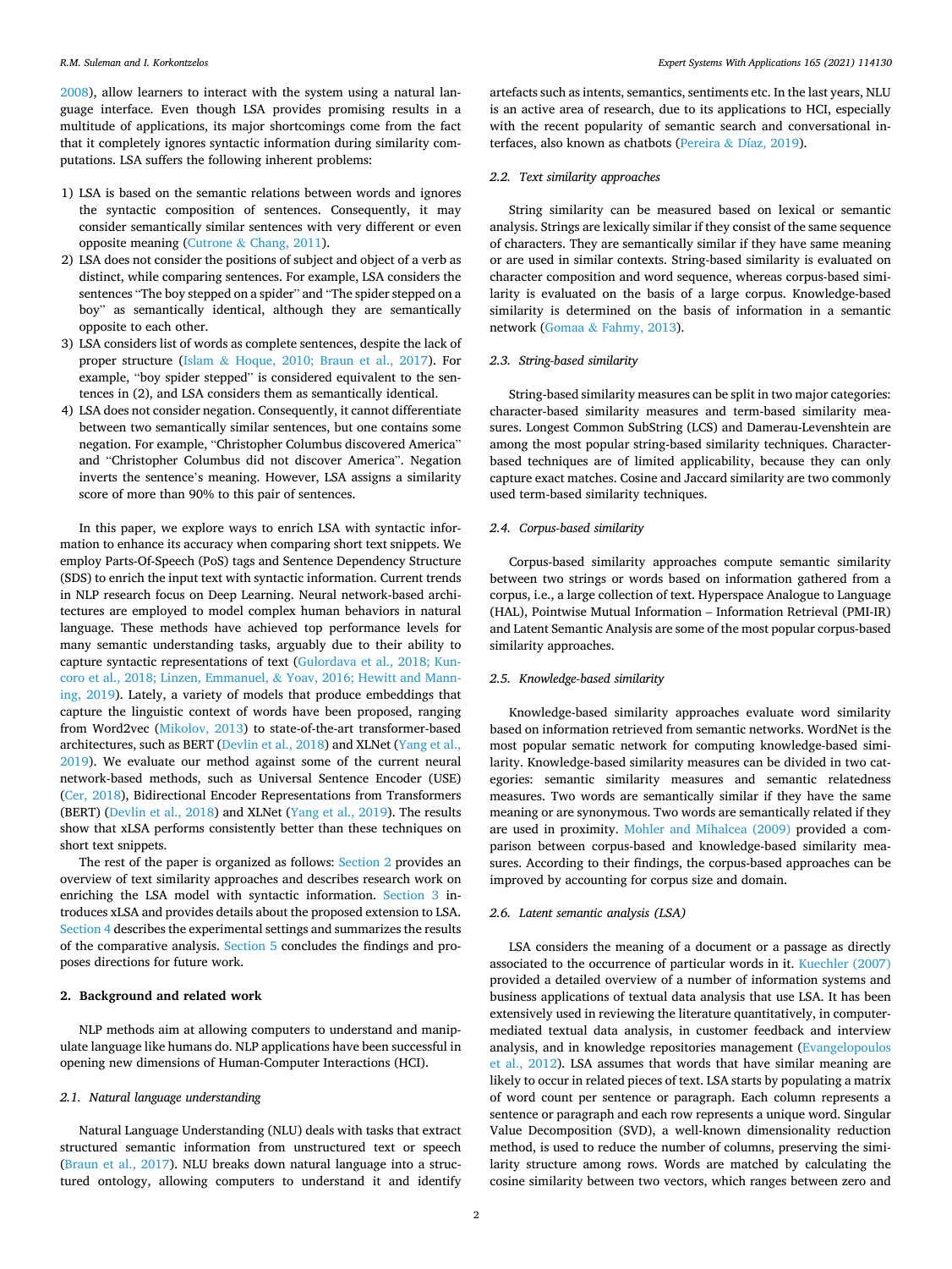2008), allow learners to interact with the system using a natural language interface. Even though LSA provides promising results in a multitude of applications, its major shortcomings come from the fact that it completely ignores syntactic information during similarity computations. LSA suffers the following inherent problems:

1) LSA is based on the semantic relations between words and ignores the syntactic composition of sentences. Consequently, it may consider semantically similar sentences with very different or even opposite meaning (Cutrone & Chang, 2011).
2) LSA does not consider the positions of subject and object of a verb as distinct, while comparing sentences. For example, LSA considers the sentences "The boy stepped on a spider" and "The spider stepped on a boy" as semantically identical, although they are semantically opposite to each other.
3) LSA considers list of words as complete sentences, despite the lack of proper structure (Islam & Hoque, 2010; Braun et al., 2017). For example, "boy spider stepped" is considered equivalent to the sentences in (2), and LSA considers them as semantically identical.
4) LSA does not consider negation. Consequently, it cannot differentiate between two semantically similar sentences, but one contains some negation. For example, "Christopher Columbus discovered America" and "Christopher Columbus did not discover America". Negation inverts the sentence's meaning. However, LSA assigns a similarity score of more than 90% to this pair of sentences.

In this paper, we explore ways to enrich LSA with syntactic information to enhance its accuracy when comparing short text snippets. We employ Parts-Of-Speech (PoS) tags and Sentence Dependency Structure (SDS) to enrich the input text with syntactic information. Current trends in NLP research focus on Deep Learning. Neural network-based architectures are employed to model complex human behaviors in natural language. These methods have achieved top performance levels for many semantic understanding tasks, arguably due to their ability to capture syntactic representations of text (Gulordava et al., 2018; Kuncoro et al., 2018; Linzen, Emmanuel, & Yoav, 2016; Hewitt and Manning, 2019). Lately, a variety of models that produce embeddings that capture the linguistic context of words have been proposed, ranging from Word2vec (Mikolov, 2013) to state-of-the-art transformer-based architectures, such as BERT (Devlin et al., 2018) and XLNet (Yang et al., 2019). We evaluate our method against some of the current neural network-based methods, such as Universal Sentence Encoder (USE) (Cer, 2018), Bidirectional Encoder Representations from Transformers (BERT) (Devlin et al., 2018) and XLNet (Yang et al., 2019). The results show that xLSA performs consistently better than these techniques on short text snippets.

The rest of the paper is organized as follows: Section 2 provides an overview of text similarity approaches and describes research work on enriching the LSA model with syntactic information. Section 3 introduces xLSA and provides details about the proposed extension to LSA. Section 4 describes the experimental settings and summarizes the results of the comparative analysis. Section 5 concludes the findings and proposes directions for future work.

## 2. Background and related work

NLP methods aim at allowing computers to understand and manipulate language like humans do. NLP applications have been successful in opening new dimensions of Human-Computer Interactions (HCI).

### 2.1. Natural language understanding

Natural Language Understanding (NLU) deals with tasks that extract structured semantic information from unstructured text or speech (Braun et al., 2017). NLU breaks down natural language into a structured ontology, allowing computers to understand it and identify artefacts such as intents, semantics, sentiments etc. In the last years, NLU is an active area of research, due to its applications to HCI, especially with the recent popularity of semantic search and conversational interfaces, also known as chatbots (Pereira & Díaz, 2019).

### 2.2. Text similarity approaches

String similarity can be measured based on lexical or semantic analysis. Strings are lexically similar if they consist of the same sequence of characters. They are semantically similar if they have same meaning or are used in similar contexts. String-based similarity is evaluated on character composition and word sequence, whereas corpus-based similarity is evaluated on the basis of a large corpus. Knowledge-based similarity is determined on the basis of information in a semantic network (Gomaa & Fahmy, 2013).

### 2.3. String-based similarity

String-based similarity measures can be split in two major categories: character-based similarity measures and term-based similarity measures. Longest Common SubString (LCS) and Damerau-Levenshtein are among the most popular string-based similarity techniques. Character-based techniques are of limited applicability, because they can only capture exact matches. Cosine and Jaccard similarity are two commonly used term-based similarity techniques.

### 2.4. Corpus-based similarity

Corpus-based similarity approaches compute semantic similarity between two strings or words based on information gathered from a corpus, i.e., a large collection of text. Hyperspace Analogue to Language (HAL), Pointwise Mutual Information – Information Retrieval (PMI-IR) and Latent Semantic Analysis are some of the most popular corpus-based similarity approaches.

### 2.5. Knowledge-based similarity

Knowledge-based similarity approaches evaluate word similarity based on information retrieved from semantic networks. WordNet is the most popular sematic network for computing knowledge-based similarity. Knowledge-based similarity measures can be divided in two categories: semantic similarity measures and semantic relatedness measures. Two words are semantically similar if they have the same meaning or are synonymous. Two words are semantically related if they are used in proximity. Mohler and Mihalcea (2009) provided a comparison between corpus-based and knowledge-based similarity measures. According to their findings, the corpus-based approaches can be improved by accounting for corpus size and domain.

### 2.6. Latent semantic analysis (LSA)

LSA considers the meaning of a document or a passage as directly associated to the occurrence of particular words in it. Kuechler (2007) provided a detailed overview of a number of information systems and business applications of textual data analysis that use LSA. It has been extensively used in reviewing the literature quantitatively, in computer-mediated textual data analysis, in customer feedback and interview analysis, and in knowledge repositories management (Evangelopoulos et al., 2012). LSA assumes that words that have similar meaning are likely to occur in related pieces of text. LSA starts by populating a matrix of word count per sentence or paragraph. Each column represents a sentence or paragraph and each row represents a unique word. Singular Value Decomposition (SVD), a well-known dimensionality reduction method, is used to reduce the number of columns, preserving the similarity structure among rows. Words are matched by calculating the cosine similarity between two vectors, which ranges between zero and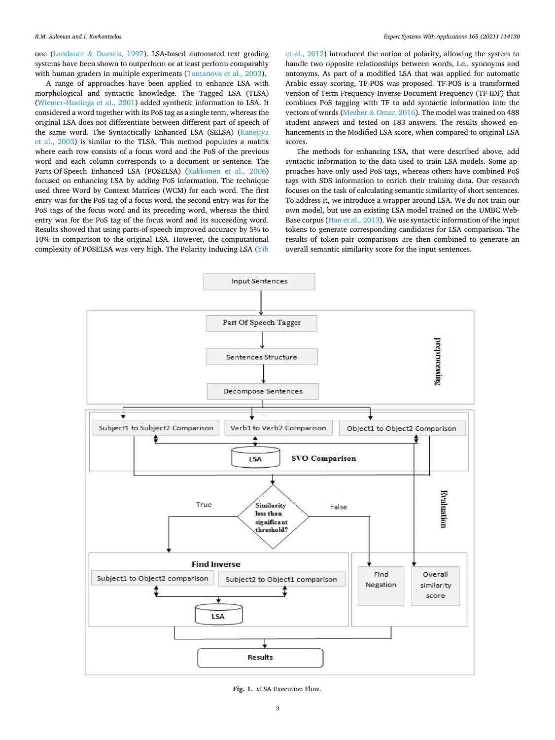one (Landauer & Dumais, 1997). LSA-based automated text grading systems have been shown to outperform or at least perform comparably with human graders in multiple experiments (Toutanova et al., 2003).

A range of approaches have been applied to enhance LSA with morphological and syntactic knowledge. The Tagged LSA (TLSA) (Wiemer-Hastings et al., 2001) added synthetic information to LSA. It considered a word together with its PoS tag as a single term, whereas the original LSA does not differentiate between different part of speech of the same word. The Syntactically Enhanced LSA (SELSA) (Kanejiya et al., 2003) is similar to the TLSA. This method populates a matrix where each row consists of a focus word and the PoS of the previous word and each column corresponds to a document or sentence. The Parts-Of-Speech Enhanced LSA (POSELSA) (Kakkonen et al., 2006) focused on enhancing LSA by adding PoS information. The technique used three Word by Context Matrices (WCM) for each word. The first entry was for the PoS tag of a focus word, the second entry was for the PoS tags of the focus word and its preceding word, whereas the third entry was for the PoS tag of the focus word and its succeeding word. Results showed that using parts-of-speech improved accuracy by 5% to 10% in comparison to the original LSA. However, the computational complexity of POSELSA was very high. The Polarity Inducing LSA (Yih et al., 2012) introduced the notion of polarity, allowing the system to handle two opposite relationships between words, i.e., synonyms and antonyms. As part of a modified LSA that was applied for automatic Arabic essay scoring, TF-POS was proposed. TF-POS is a transformed version of Term Frequency-Inverse Document Frequency (TF-IDF) that combines PoS tagging with TF to add syntactic information into the vectors of words (Mezher & Omar, 2016). The model was trained on 488 student answers and tested on 183 answers. The results showed enhancements in the Modified LSA score, when compared to original LSA scores.

The methods for enhancing LSA, that were described above, add syntactic information to the data used to train LSA models. Some approaches have only used PoS tags, whereas others have combined PoS tags with SDS information to enrich their training data. Our research focuses on the task of calculating semantic similarity of short sentences. To address it, we introduce a wrapper around LSA. We do not train our own model, but use an existing LSA model trained on the UMBC WebBase corpus (Han et al., 2013). We use syntactic information of the input tokens to generate corresponding candidates for LSA comparison. The results of token-pair comparisons are then combined to generate an overall semantic similarity score for the input sentences.

Fig. 1. xLSA Execution Flow.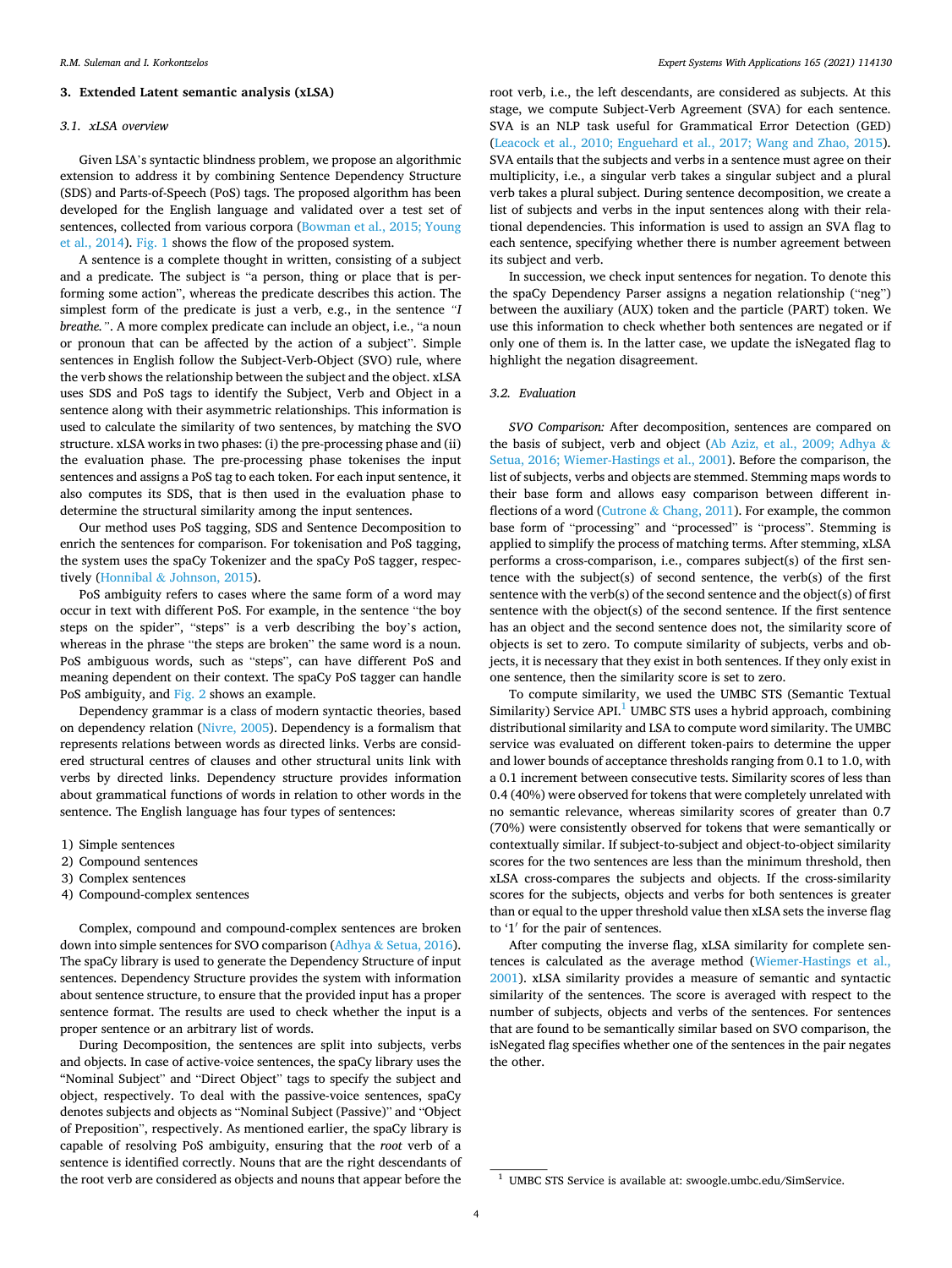## 3. Extended Latent semantic analysis (xLSA)

### 3.1. xLSA overview

Given LSA's syntactic blindness problem, we propose an algorithmic extension to address it by combining Sentence Dependency Structure (SDS) and Parts-of-Speech (PoS) tags. The proposed algorithm has been developed for the English language and validated over a test set of sentences, collected from various corpora (Bowman et al., 2015; Young et al., 2014). Fig. 1 shows the flow of the proposed system.

A sentence is a complete thought in written, consisting of a subject and a predicate. The subject is "a person, thing or place that is performing some action", whereas the predicate describes this action. The simplest form of the predicate is just a verb, e.g., in the sentence *"I breathe."*. A more complex predicate can include an object, i.e., "a noun or pronoun that can be affected by the action of a subject". Simple sentences in English follow the Subject-Verb-Object (SVO) rule, where the verb shows the relationship between the subject and the object. xLSA uses SDS and PoS tags to identify the Subject, Verb and Object in a sentence along with their asymmetric relationships. This information is used to calculate the similarity of two sentences, by matching the SVO structure. xLSA works in two phases: (i) the pre-processing phase and (ii) the evaluation phase. The pre-processing phase tokenises the input sentences and assigns a PoS tag to each token. For each input sentence, it also computes its SDS, that is then used in the evaluation phase to determine the structural similarity among the input sentences.

Our method uses PoS tagging, SDS and Sentence Decomposition to enrich the sentences for comparison. For tokenisation and PoS tagging, the system uses the spaCy Tokenizer and the spaCy PoS tagger, respectively (Honnibal & Johnson, 2015).

PoS ambiguity refers to cases where the same form of a word may occur in text with different PoS. For example, in the sentence "the boy steps on the spider", "steps" is a verb describing the boy's action, whereas in the phrase "the steps are broken" the same word is a noun. PoS ambiguous words, such as "steps", can have different PoS and meaning dependent on their context. The spaCy PoS tagger can handle PoS ambiguity, and Fig. 2 shows an example.

Dependency grammar is a class of modern syntactic theories, based on dependency relation (Nivre, 2005). Dependency is a formalism that represents relations between words as directed links. Verbs are considered structural centres of clauses and other structural units link with verbs by directed links. Dependency structure provides information about grammatical functions of words in relation to other words in the sentence. The English language has four types of sentences:

1) Simple sentences
2) Compound sentences
3) Complex sentences
4) Compound-complex sentences

Complex, compound and compound-complex sentences are broken down into simple sentences for SVO comparison (Adhya & Setua, 2016). The spaCy library is used to generate the Dependency Structure of input sentences. Dependency Structure provides the system with information about sentence structure, to ensure that the provided input has a proper sentence format. The results are used to check whether the input is a proper sentence or an arbitrary list of words.

During Decomposition, the sentences are split into subjects, verbs and objects. In case of active-voice sentences, the spaCy library uses the "Nominal Subject" and "Direct Object" tags to specify the subject and object, respectively. To deal with the passive-voice sentences, spaCy denotes subjects and objects as "Nominal Subject (Passive)" and "Object of Preposition", respectively. As mentioned earlier, the spaCy library is capable of resolving PoS ambiguity, ensuring that the *root* verb of a sentence is identified correctly. Nouns that are the right descendants of the root verb are considered as objects and nouns that appear before the root verb, i.e., the left descendants, are considered as subjects. At this stage, we compute Subject-Verb Agreement (SVA) for each sentence. SVA is an NLP task useful for Grammatical Error Detection (GED) (Leacock et al., 2010; Enguehard et al., 2017; Wang and Zhao, 2015). SVA entails that the subjects and verbs in a sentence must agree on their multiplicity, i.e., a singular verb takes a singular subject and a plural verb takes a plural subject. During sentence decomposition, we create a list of subjects and verbs in the input sentences along with their relational dependencies. This information is used to assign an SVA flag to each sentence, specifying whether there is number agreement between its subject and verb.

In succession, we check input sentences for negation. To denote this the spaCy Dependency Parser assigns a negation relationship ("neg") between the auxiliary (AUX) token and the particle (PART) token. We use this information to check whether both sentences are negated or if only one of them is. In the latter case, we update the isNegated flag to highlight the negation disagreement.

### 3.2. Evaluation

*SVO Comparison:* After decomposition, sentences are compared on the basis of subject, verb and object (Ab Aziz, et al., 2009; Adhya & Setua, 2016; Wiemer-Hastings et al., 2001). Before the comparison, the list of subjects, verbs and objects are stemmed. Stemming maps words to their base form and allows easy comparison between different inflections of a word (Cutrone & Chang, 2011). For example, the common base form of "processing" and "processed" is "process". Stemming is applied to simplify the process of matching terms. After stemming, xLSA performs a cross-comparison, i.e., compares subject(s) of the first sentence with the subject(s) of second sentence, the verb(s) of the first sentence with the verb(s) of the second sentence and the object(s) of first sentence with the object(s) of the second sentence. If the first sentence has an object and the second sentence does not, the similarity score of objects is set to zero. To compute similarity of subjects, verbs and objects, it is necessary that they exist in both sentences. If they only exist in one sentence, then the similarity score is set to zero.

To compute similarity, we used the UMBC STS (Semantic Textual Similarity) Service API.[1] UMBC STS uses a hybrid approach, combining distributional similarity and LSA to compute word similarity. The UMBC service was evaluated on different token-pairs to determine the upper and lower bounds of acceptance thresholds ranging from 0.1 to 1.0, with a 0.1 increment between consecutive tests. Similarity scores of less than 0.4 (40%) were observed for tokens that were completely unrelated with no semantic relevance, whereas similarity scores of greater than 0.7 (70%) were consistently observed for tokens that were semantically or contextually similar. If subject-to-subject and object-to-object similarity scores for the two sentences are less than the minimum threshold, then xLSA cross-compares the subjects and objects. If the cross-similarity scores for the subjects, objects and verbs for both sentences is greater than or equal to the upper threshold value then xLSA sets the inverse flag to '1' for the pair of sentences.

After computing the inverse flag, xLSA similarity for complete sentences is calculated as the average method (Wiemer-Hastings et al., 2001). xLSA similarity provides a measure of semantic and syntactic similarity of the sentences. The score is averaged with respect to the number of subjects, objects and verbs of the sentences. For sentences that are found to be semantically similar based on SVO comparison, the isNegated flag specifies whether one of the sentences in the pair negates the other.

[1] UMBC STS Service is available at: swoogle.umbc.edu/SimService.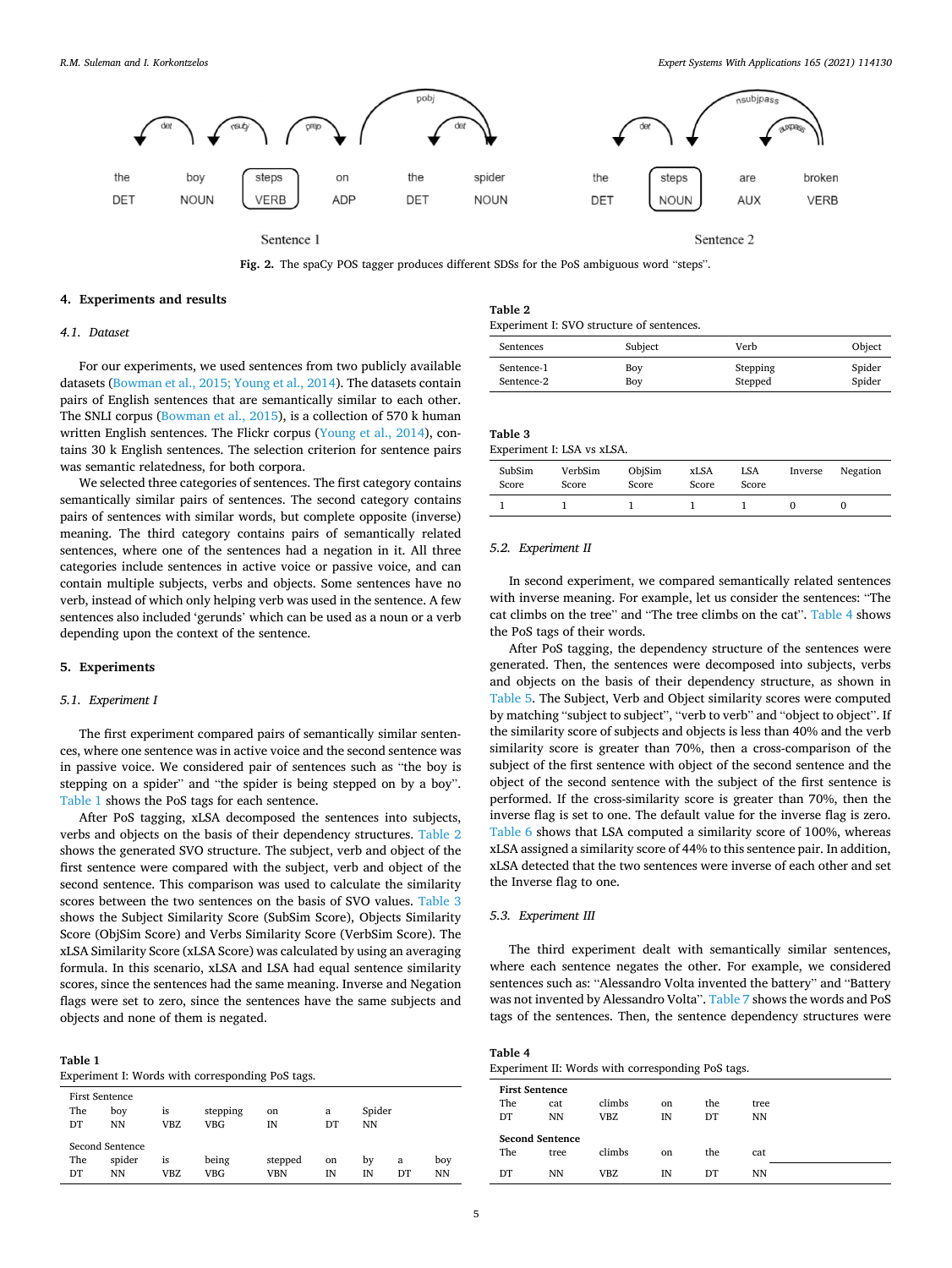Fig. 2. The spaCy POS tagger produces different SDSs for the PoS ambiguous word "steps".

## 4. Experiments and results

### 4.1. Dataset

For our experiments, we used sentences from two publicly available datasets (Bowman et al., 2015; Young et al., 2014). The datasets contain pairs of English sentences that are semantically similar to each other. The SNLI corpus (Bowman et al., 2015), is a collection of 570 k human written English sentences. The Flickr corpus (Young et al., 2014), contains 30 k English sentences. The selection criterion for sentence pairs was semantic relatedness, for both corpora.

We selected three categories of sentences. The first category contains semantically similar pairs of sentences. The second category contains pairs of sentences with similar words, but complete opposite (inverse) meaning. The third category contains pairs of semantically related sentences, where one of the sentences had a negation in it. All three categories include sentences in active voice or passive voice, and can contain multiple subjects, verbs and objects. Some sentences have no verb, instead of which only helping verb was used in the sentence. A few sentences also included 'gerunds' which can be used as a noun or a verb depending upon the context of the sentence.

## 5. Experiments

### 5.1. Experiment I

The first experiment compared pairs of semantically similar sentences, where one sentence was in active voice and the second sentence was in passive voice. We considered pair of sentences such as "the boy is stepping on a spider" and "the spider is being stepped on by a boy". Table 1 shows the PoS tags for each sentence.

After PoS tagging, xLSA decomposed the sentences into subjects, verbs and objects on the basis of their dependency structures. Table 2 shows the generated SVO structure. The subject, verb and object of the first sentence were compared with the subject, verb and object of the second sentence. This comparison was used to calculate the similarity scores between the two sentences on the basis of SVO values. Table 3 shows the Subject Similarity Score (SubSim Score), Objects Similarity Score (ObjSim Score) and Verbs Similarity Score (VerbSim Score). The xLSA Similarity Score (xLSA Score) was calculated by using an averaging formula. In this scenario, xLSA and LSA had equal sentence similarity scores, since the sentences had the same meaning. Inverse and Negation flags were set to zero, since the sentences have the same subjects and objects and none of them is negated.

**Table 1**
Experiment I: Words with corresponding PoS tags.

| First Sentence | | | | | | | | |
|---|---|---|---|---|---|---|---|---|
| The | boy | is | stepping | on | a | Spider | | |
| DT | NN | VBZ | VBG | IN | DT | NN | | |
| **Second Sentence** | | | | | | | | |
| The | spider | is | being | stepped | on | by | a | boy |
| DT | NN | VBZ | VBG | VBN | IN | IN | DT | NN |

**Table 2**
Experiment I: SVO structure of sentences.

| Sentences | Subject | Verb | Object |
|---|---|---|---|
| Sentence-1 | Boy | Stepping | Spider |
| Sentence-2 | Boy | Stepped | Spider |

**Table 3**
Experiment I: LSA vs xLSA.

| SubSim Score | VerbSim Score | ObjSim Score | xLSA Score | LSA Score | Inverse | Negation |
|---|---|---|---|---|---|---|
| 1 | 1 | 1 | 1 | 1 | 0 | 0 |

### 5.2. Experiment II

In second experiment, we compared semantically related sentences with inverse meaning. For example, let us consider the sentences: "The cat climbs on the tree" and "The tree climbs on the cat". Table 4 shows the PoS tags of their words.

After PoS tagging, the dependency structure of the sentences were generated. Then, the sentences were decomposed into subjects, verbs and objects on the basis of their dependency structure, as shown in Table 5. The Subject, Verb and Object similarity scores were computed by matching "subject to subject", "verb to verb" and "object to object". If the similarity score of subjects and objects is less than 40% and the verb similarity score is greater than 70%, then a cross-comparison of the subject of the first sentence with object of the second sentence and the object of the second sentence with the subject of the first sentence is performed. If the cross-similarity score is greater than 70%, then the inverse flag is set to one. The default value for the inverse flag is zero. Table 6 shows that LSA computed a similarity score of 100%, whereas xLSA assigned a similarity score of 44% to this sentence pair. In addition, xLSA detected that the two sentences were inverse of each other and set the Inverse flag to one.

### 5.3. Experiment III

The third experiment dealt with semantically similar sentences, where each sentence negates the other. For example, we considered sentences such as: "Alessandro Volta invented the battery" and "Battery was not invented by Alessandro Volta". Table 7 shows the words and PoS tags of the sentences. Then, the sentence dependency structures were

**Table 4**
Experiment II: Words with corresponding PoS tags.

| First Sentence | | | | | |
|---|---|---|---|---|---|
| The | cat | climbs | on | the | tree |
| DT | NN | VBZ | IN | DT | NN |
| **Second Sentence** | | | | | |
| The | tree | climbs | on | the | cat |
| DT | NN | VBZ | IN | DT | NN |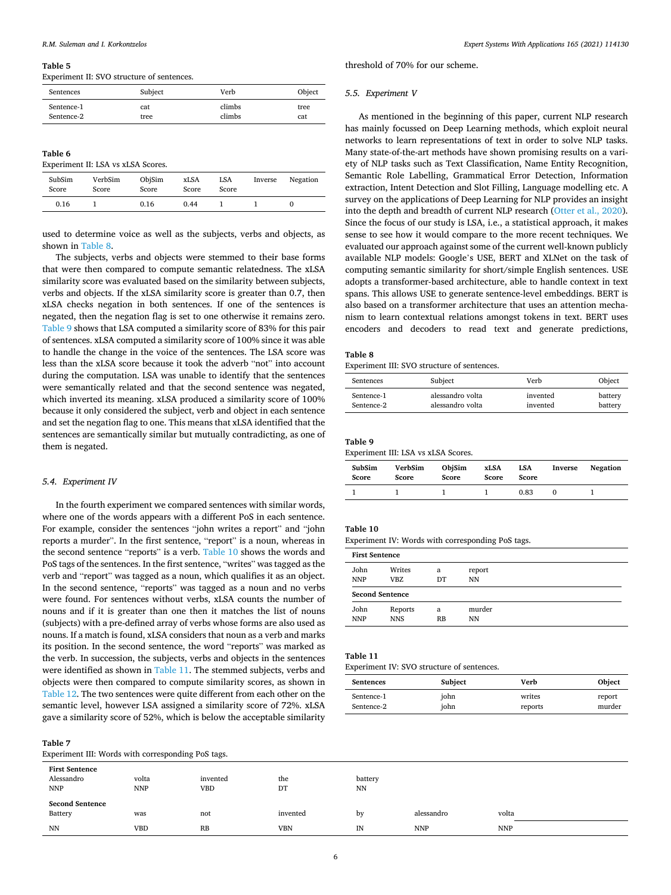**Table 5**
Experiment II: SVO structure of sentences.

| Sentences | Subject | Verb | Object |
|---|---|---|---|
| Sentence-1 | cat | climbs | tree |
| Sentence-2 | tree | climbs | cat |

**Table 6**
Experiment II: LSA vs xLSA Scores.

| SubSim Score | VerbSim Score | ObjSim Score | xLSA Score | LSA Score | Inverse | Negation |
|---|---|---|---|---|---|---|
| 0.16 | 1 | 0.16 | 0.44 | 1 | 1 | 0 |

used to determine voice as well as the subjects, verbs and objects, as shown in Table 8.

The subjects, verbs and objects were stemmed to their base forms that were then compared to compute semantic relatedness. The xLSA similarity score was evaluated based on the similarity between subjects, verbs and objects. If the xLSA similarity score is greater than 0.7, then xLSA checks negation in both sentences. If one of the sentences is negated, then the negation flag is set to one otherwise it remains zero. Table 9 shows that LSA computed a similarity score of 83% for this pair of sentences. xLSA computed a similarity score of 100% since it was able to handle the change in the voice of the sentences. The LSA score was less than the xLSA score because it took the adverb "not" into account during the computation. LSA was unable to identify that the sentences were semantically related and that the second sentence was negated, which inverted its meaning. xLSA produced a similarity score of 100% because it only considered the subject, verb and object in each sentence and set the negation flag to one. This means that xLSA identified that the sentences are semantically similar but mutually contradicting, as one of them is negated.

### 5.4. Experiment IV

In the fourth experiment we compared sentences with similar words, where one of the words appears with a different PoS in each sentence. For example, consider the sentences "john writes a report" and "john reports a murder". In the first sentence, "report" is a noun, whereas in the second sentence "reports" is a verb. Table 10 shows the words and PoS tags of the sentences. In the first sentence, "writes" was tagged as the verb and "report" was tagged as a noun, which qualifies it as an object. In the second sentence, "reports" was tagged as a noun and no verbs were found. For sentences without verbs, xLSA counts the number of nouns and if it is greater than one then it matches the list of nouns (subjects) with a pre-defined array of verbs whose forms are also used as nouns. If a match is found, xLSA considers that noun as a verb and marks its position. In the second sentence, the word "reports" was marked as the verb. In succession, the subjects, verbs and objects in the sentences were identified as shown in Table 11. The stemmed subjects, verbs and objects were then compared to compute similarity scores, as shown in Table 12. The two sentences were quite different from each other on the semantic level, however LSA assigned a similarity score of 72%. xLSA gave a similarity score of 52%, which is below the acceptable similarity threshold of 70% for our scheme.

**Table 7**
Experiment III: Words with corresponding PoS tags.

| **First Sentence** | | | | | | |
|---|---|---|---|---|---|---|
| Alessandro | volta | invented | the | battery | | |
| NNP | NNP | VBD | DT | NN | | |
| **Second Sentence** | | | | | | |
| Battery | was | not | invented | by | alessandro | volta |
| NN | VBD | RB | VBN | IN | NNP | NNP |

### 5.5. Experiment V

As mentioned in the beginning of this paper, current NLP research has mainly focussed on Deep Learning methods, which exploit neural networks to learn representations of text in order to solve NLP tasks. Many state-of-the-art methods have shown promising results on a variety of NLP tasks such as Text Classification, Name Entity Recognition, Semantic Role Labelling, Grammatical Error Detection, Information extraction, Intent Detection and Slot Filling, Language modelling etc. A survey on the applications of Deep Learning for NLP provides an insight into the depth and breadth of current NLP research (Otter et al., 2020). Since the focus of our study is LSA, i.e., a statistical approach, it makes sense to see how it would compare to the more recent techniques. We evaluated our approach against some of the current well-known publicly available NLP models: Google's USE, BERT and XLNet on the task of computing semantic similarity for short/simple English sentences. USE adopts a transformer-based architecture, able to handle context in text spans. This allows USE to generate sentence-level embeddings. BERT is also based on a transformer architecture that uses an attention mechanism to learn contextual relations amongst tokens in text. BERT uses encoders and decoders to read text and generate predictions,

**Table 8**
Experiment III: SVO structure of sentences.

| Sentences | Subject | Verb | Object |
|---|---|---|---|
| Sentence-1 | alessandro volta | invented | battery |
| Sentence-2 | alessandro volta | invented | battery |

**Table 9**
Experiment III: LSA vs xLSA Scores.

| **SubSim Score** | **VerbSim Score** | **ObjSim Score** | **xLSA Score** | **LSA Score** | **Inverse** | **Negation** |
|---|---|---|---|---|---|---|
| 1 | 1 | 1 | 1 | 0.83 | 0 | 1 |

**Table 10**
Experiment IV: Words with corresponding PoS tags.

| **First Sentence** | | | |
|---|---|---|---|
| John | Writes | a | report |
| NNP | VBZ | DT | NN |
| **Second Sentence** | | | |
| John | Reports | a | murder |
| NNP | NNS | RB | NN |

**Table 11**
Experiment IV: SVO structure of sentences.

| **Sentences** | **Subject** | **Verb** | **Object** |
|---|---|---|---|
| Sentence-1 | john | writes | report |
| Sentence-2 | john | reports | murder |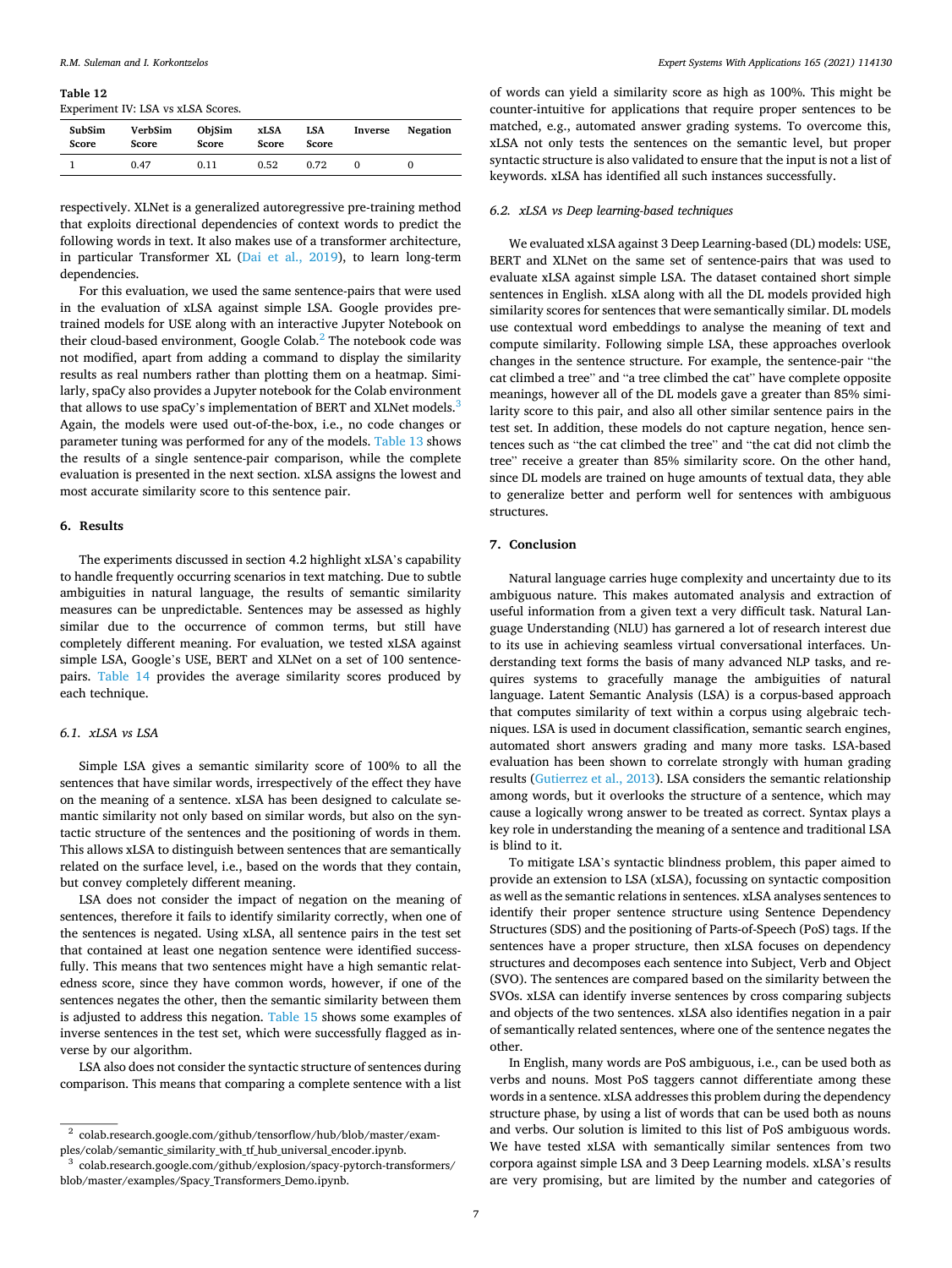**Table 12**
Experiment IV: LSA vs xLSA Scores.

| SubSim Score | VerbSim Score | ObjSim Score | xLSA Score | LSA Score | Inverse | Negation |
|---|---|---|---|---|---|---|
| 1 | 0.47 | 0.11 | 0.52 | 0.72 | 0 | 0 |

respectively. XLNet is a generalized autoregressive pre-training method that exploits directional dependencies of context words to predict the following words in text. It also makes use of a transformer architecture, in particular Transformer XL (Dai et al., 2019), to learn long-term dependencies.

For this evaluation, we used the same sentence-pairs that were used in the evaluation of xLSA against simple LSA. Google provides pre-trained models for USE along with an interactive Jupyter Notebook on their cloud-based environment, Google Colab.[2] The notebook code was not modified, apart from adding a command to display the similarity results as real numbers rather than plotting them on a heatmap. Similarly, spaCy also provides a Jupyter notebook for the Colab environment that allows to use spaCy's implementation of BERT and XLNet models.[3] Again, the models were used out-of-the-box, i.e., no code changes or parameter tuning was performed for any of the models. Table 13 shows the results of a single sentence-pair comparison, while the complete evaluation is presented in the next section. xLSA assigns the lowest and most accurate similarity score to this sentence pair.

## 6. Results

The experiments discussed in section 4.2 highlight xLSA's capability to handle frequently occurring scenarios in text matching. Due to subtle ambiguities in natural language, the results of semantic similarity measures can be unpredictable. Sentences may be assessed as highly similar due to the occurrence of common terms, but still have completely different meaning. For evaluation, we tested xLSA against simple LSA, Google's USE, BERT and XLNet on a set of 100 sentence-pairs. Table 14 provides the average similarity scores produced by each technique.

### 6.1. xLSA vs LSA

Simple LSA gives a semantic similarity score of 100% to all the sentences that have similar words, irrespectively of the effect they have on the meaning of a sentence. xLSA has been designed to calculate semantic similarity not only based on similar words, but also on the syntactic structure of the sentences and the positioning of words in them. This allows xLSA to distinguish between sentences that are semantically related on the surface level, i.e., based on the words that they contain, but convey completely different meaning.

LSA does not consider the impact of negation on the meaning of sentences, therefore it fails to identify similarity correctly, when one of the sentences is negated. Using xLSA, all sentence pairs in the test set that contained at least one negation sentence were identified successfully. This means that two sentences might have a high semantic relatedness score, since they have common words, however, if one of the sentences negates the other, then the semantic similarity between them is adjusted to address this negation. Table 15 shows some examples of inverse sentences in the test set, which were successfully flagged as inverse by our algorithm.

LSA also does not consider the syntactic structure of sentences during comparison. This means that comparing a complete sentence with a list of words can yield a similarity score as high as 100%. This might be counter-intuitive for applications that require proper sentences to be matched, e.g., automated answer grading systems. To overcome this, xLSA not only tests the sentences on the semantic level, but proper syntactic structure is also validated to ensure that the input is not a list of keywords. xLSA has identified all such instances successfully.

### 6.2. xLSA vs Deep learning-based techniques

We evaluated xLSA against 3 Deep Learning-based (DL) models: USE, BERT and XLNet on the same set of sentence-pairs that was used to evaluate xLSA against simple LSA. The dataset contained short simple sentences in English. xLSA along with all the DL models provided high similarity scores for sentences that were semantically similar. DL models use contextual word embeddings to analyse the meaning of text and compute similarity. Following simple LSA, these approaches overlook changes in the sentence structure. For example, the sentence-pair "the cat climbed a tree" and "a tree climbed the cat" have complete opposite meanings, however all of the DL models gave a greater than 85% similarity score to this pair, and also all other similar sentence pairs in the test set. In addition, these models do not capture negation, hence sentences such as "the cat climbed the tree" and "the cat did not climb the tree" receive a greater than 85% similarity score. On the other hand, since DL models are trained on huge amounts of textual data, they able to generalize better and perform well for sentences with ambiguous structures.

## 7. Conclusion

Natural language carries huge complexity and uncertainty due to its ambiguous nature. This makes automated analysis and extraction of useful information from a given text a very difficult task. Natural Language Understanding (NLU) has garnered a lot of research interest due to its use in achieving seamless virtual conversational interfaces. Understanding text forms the basis of many advanced NLP tasks, and requires systems to gracefully manage the ambiguities of natural language. Latent Semantic Analysis (LSA) is a corpus-based approach that computes similarity of text within a corpus using algebraic techniques. LSA is used in document classification, semantic search engines, automated short answers grading and many more tasks. LSA-based evaluation has been shown to correlate strongly with human grading results (Gutierrez et al., 2013). LSA considers the semantic relationship among words, but it overlooks the structure of a sentence, which may cause a logically wrong answer to be treated as correct. Syntax plays a key role in understanding the meaning of a sentence and traditional LSA is blind to it.

To mitigate LSA's syntactic blindness problem, this paper aimed to provide an extension to LSA (xLSA), focussing on syntactic composition as well as the semantic relations in sentences. xLSA analyses sentences to identify their proper sentence structure using Sentence Dependency Structures (SDS) and the positioning of Parts-of-Speech (PoS) tags. If the sentences have a proper structure, then xLSA focuses on dependency structures and decomposes each sentence into Subject, Verb and Object (SVO). The sentences are compared based on the similarity between the SVOs. xLSA can identify inverse sentences by cross comparing subjects and objects of the two sentences. xLSA also identifies negation in a pair of semantically related sentences, where one of the sentence negates the other.

In English, many words are PoS ambiguous, i.e., can be used both as verbs and nouns. Most PoS taggers cannot differentiate among these words in a sentence. xLSA addresses this problem during the dependency structure phase, by using a list of words that can be used both as nouns and verbs. Our solution is limited to this list of PoS ambiguous words. We have tested xLSA with semantically similar sentences from two corpora against simple LSA and 3 Deep Learning models. xLSA's results are very promising, but are limited by the number and categories of

[2] colab.research.google.com/github/tensorflow/hub/blob/master/examples/colab/semantic_similarity_with_tf_hub_universal_encoder.ipynb.

[3] colab.research.google.com/github/explosion/spacy-pytorch-transformers/blob/master/examples/Spacy_Transformers_Demo.ipynb.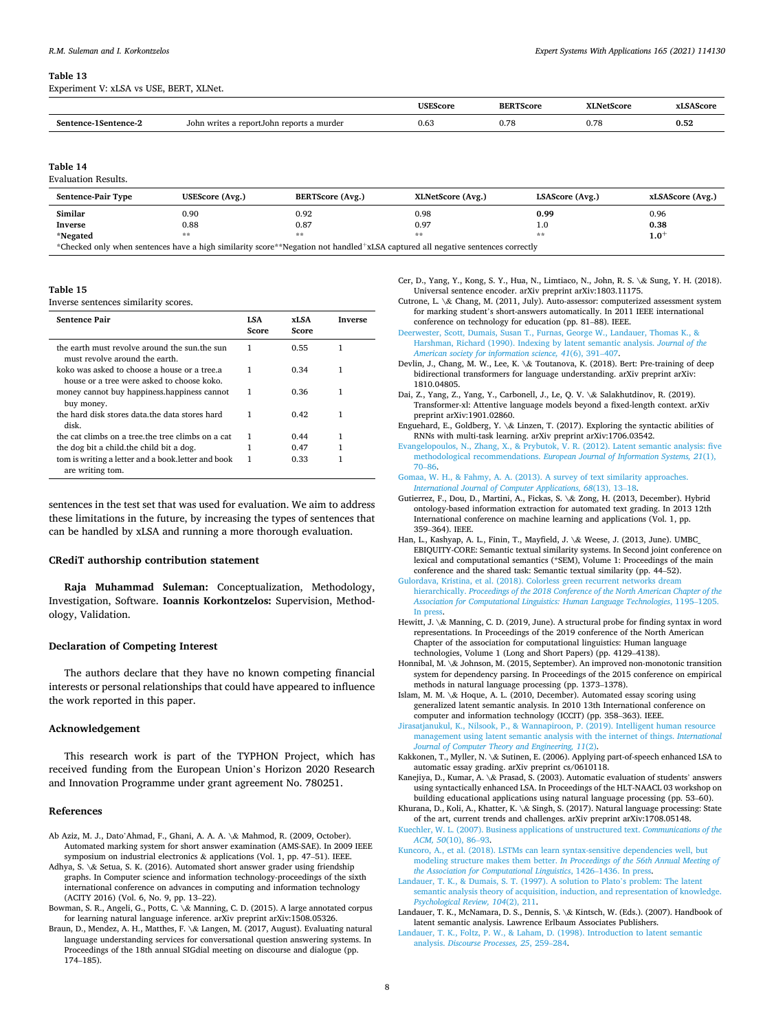**Table 13**
Experiment V: xLSA vs USE, BERT, XLNet.

| | | USEScore | BERTScore | XLNetScore | xLSAScore |
|---|---|---|---|---|---|
| **Sentence-1Sentence-2** | John writes a reportJohn reports a murder | 0.63 | 0.78 | 0.78 | **0.52** |

**Table 14**
Evaluation Results.

| Sentence-Pair Type | USEScore (Avg.) | BERTScore (Avg.) | XLNetScore (Avg.) | LSAScore (Avg.) | xLSAScore (Avg.) |
|---|---|---|---|---|---|
| **Similar** | 0.90 | 0.92 | 0.98 | **0.99** | 0.96 |
| **Inverse** | 0.88 | 0.87 | 0.97 | 1.0 | **0.38** |
| ***Negated** | ** | ** | ** | ** | **1.0**$^{+}$ |

*Checked only when sentences have a high similarity score**Negation not handled$^{+}$xLSA captured all negative sentences correctly

**Table 15**
Inverse sentences similarity scores.

| Sentence Pair | LSA Score | xLSA Score | Inverse |
|---|---|---|---|
| the earth must revolve around the sun.the sun must revolve around the earth. | 1 | 0.55 | 1 |
| koko was asked to choose a house or a tree.a house or a tree were asked to choose koko. | 1 | 0.34 | 1 |
| money cannot buy happiness.happiness cannot buy money. | 1 | 0.36 | 1 |
| the hard disk stores data.the data stores hard disk. | 1 | 0.42 | 1 |
| the cat climbs on a tree.the tree climbs on a cat | 1 | 0.44 | 1 |
| the dog bit a child.the child bit a dog. | 1 | 0.47 | 1 |
| tom is writing a letter and a book.letter and book are writing tom. | 1 | 0.33 | 1 |

sentences in the test set that was used for evaluation. We aim to address these limitations in the future, by increasing the types of sentences that can be handled by xLSA and running a more thorough evaluation.

## CRediT authorship contribution statement

**Raja Muhammad Suleman:** Conceptualization, Methodology, Investigation, Software. **Ioannis Korkontzelos:** Supervision, Methodology, Validation.

## Declaration of Competing Interest

The authors declare that they have no known competing financial interests or personal relationships that could have appeared to influence the work reported in this paper.

## Acknowledgement

This research work is part of the TYPHON Project, which has received funding from the European Union's Horizon 2020 Research and Innovation Programme under grant agreement No. 780251.

## References

Ab Aziz, M. J., Dato'Ahmad, F., Ghani, A. A. A. \& Mahmod, R. (2009, October). Automated marking system for short answer examination (AMS-SAE). In 2009 IEEE symposium on industrial electronics & applications (Vol. 1, pp. 47–51). IEEE.

Adhya, S. \& Setua, S. K. (2016). Automated short answer grader using friendship graphs. In Computer science and information technology-proceedings of the sixth international conference on advances in computing and information technology (ACITY 2016) (Vol. 6, No. 9, pp. 13–22).

Bowman, S. R., Angeli, G., Potts, C. \& Manning, C. D. (2015). A large annotated corpus for learning natural language inference. arXiv preprint arXiv:1508.05326.

Braun, D., Mendez, A. H., Matthes, F. \& Langen, M. (2017, August). Evaluating natural language understanding services for conversational question answering systems. In Proceedings of the 18th annual SIGdial meeting on discourse and dialogue (pp. 174–185).

Cer, D., Yang, Y., Kong, S. Y., Hua, N., Limtiaco, N., John, R. S. \& Sung, Y. H. (2018). Universal sentence encoder. arXiv preprint arXiv:1803.11175.

Cutrone, L. \& Chang, M. (2011, July). Auto-assessor: computerized assessment system for marking student's short-answers automatically. In 2011 IEEE international conference on technology for education (pp. 81–88). IEEE.

Deerwester, Scott, Dumais, Susan T., Furnas, George W., Landauer, Thomas K., & Harshman, Richard (1990). Indexing by latent semantic analysis. *Journal of the American society for information science, 41*(6), 391–407.

Devlin, J., Chang, M. W., Lee, K. \& Toutanova, K. (2018). Bert: Pre-training of deep bidirectional transformers for language understanding. arXiv preprint arXiv: 1810.04805.

Dai, Z., Yang, Z., Yang, Y., Carbonell, J., Le, Q. V. \& Salakhutdinov, R. (2019). Transformer-xl: Attentive language models beyond a fixed-length context. arXiv preprint arXiv:1901.02860.

Enguehard, E., Goldberg, Y. \& Linzen, T. (2017). Exploring the syntactic abilities of RNNs with multi-task learning. arXiv preprint arXiv:1706.03542.

Evangelopoulos, N., Zhang, X., & Prybutok, V. R. (2012). Latent semantic analysis: five methodological recommendations. *European Journal of Information Systems, 21*(1), 70–86.

Gomaa, W. H., & Fahmy, A. A. (2013). A survey of text similarity approaches. *International Journal of Computer Applications, 68*(13), 13–18.

Gutierrez, F., Dou, D., Martini, A., Fickas, S. \& Zong, H. (2013, December). Hybrid ontology-based information extraction for automated text grading. In 2013 12th International conference on machine learning and applications (Vol. 1, pp. 359–364). IEEE.

Han, L., Kashyap, A. L., Finin, T., Mayfield, J. \& Weese, J. (2013, June). UMBC_ EBIQUITY-CORE: Semantic textual similarity systems. In Second joint conference on lexical and computational semantics (*SEM), Volume 1: Proceedings of the main conference and the shared task: Semantic textual similarity (pp. 44–52).

Gulordava, Kristina, et al. (2018). Colorless green recurrent networks dream hierarchically. *Proceedings of the 2018 Conference of the North American Chapter of the Association for Computational Linguistics: Human Language Technologies*, 1195–1205. In press.

Hewitt, J. \& Manning, C. D. (2019, June). A structural probe for finding syntax in word representations. In Proceedings of the 2019 conference of the North American Chapter of the association for computational linguistics: Human language technologies, Volume 1 (Long and Short Papers) (pp. 4129–4138).

Honnibal, M. \& Johnson, M. (2015, September). An improved non-monotonic transition system for dependency parsing. In Proceedings of the 2015 conference on empirical methods in natural language processing (pp. 1373–1378).

Islam, M. M. \& Hoque, A. L. (2010, December). Automated essay scoring using generalized latent semantic analysis. In 2010 13th International conference on computer and information technology (ICCIT) (pp. 358–363). IEEE.

Jirasatjanukul, K., Nilsook, P., & Wannapiroon, P. (2019). Intelligent human resource management using latent semantic analysis with the internet of things. *International Journal of Computer Theory and Engineering, 11*(2).

Kakkonen, T., Myller, N. \& Sutinen, E. (2006). Applying part-of-speech enhanced LSA to automatic essay grading. arXiv preprint cs/0610118.

Kanejiya, D., Kumar, A. \& Prasad, S. (2003). Automatic evaluation of students' answers using syntactically enhanced LSA. In Proceedings of the HLT-NAACL 03 workshop on building educational applications using natural language processing (pp. 53–60).

Khurana, D., Koli, A., Khatter, K. \& Singh, S. (2017). Natural language processing: State of the art, current trends and challenges. arXiv preprint arXiv:1708.05148.

Kuechler, W. L. (2007). Business applications of unstructured text. *Communications of the ACM, 50*(10), 86–93.

Kuncoro, A., et al. (2018). LSTMs can learn syntax-sensitive dependencies well, but modeling structure makes them better. *In Proceedings of the 56th Annual Meeting of the Association for Computational Linguistics*, 1426–1436. In press.

Landauer, T. K., & Dumais, S. T. (1997). A solution to Plato's problem: The latent semantic analysis theory of acquisition, induction, and representation of knowledge. *Psychological Review, 104*(2), 211.

Landauer, T. K., McNamara, D. S., Dennis, S. \& Kintsch, W. (Eds.). (2007). Handbook of latent semantic analysis. Lawrence Erlbaum Associates Publishers.

Landauer, T. K., Foltz, P. W., & Laham, D. (1998). Introduction to latent semantic analysis. *Discourse Processes, 25*, 259–284.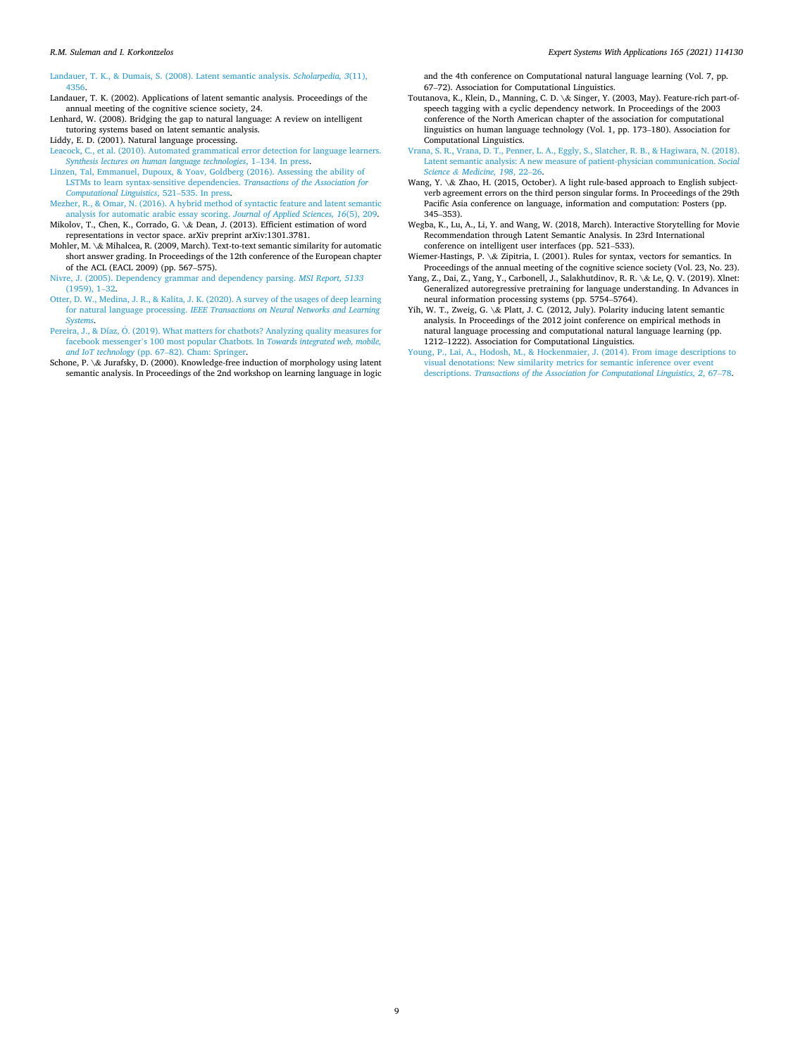Landauer, T. K., & Dumais, S. (2008). Latent semantic analysis. *Scholarpedia, 3*(11), 4356.

Landauer, T. K. (2002). Applications of latent semantic analysis. Proceedings of the annual meeting of the cognitive science society, 24.

Lenhard, W. (2008). Bridging the gap to natural language: A review on intelligent tutoring systems based on latent semantic analysis.

Liddy, E. D. (2001). Natural language processing.

Leacock, C., et al. (2010). Automated grammatical error detection for language learners. *Synthesis lectures on human language technologies*, 1–134. In press.

Linzen, Tal, Emmanuel, Dupoux, & Yoav, Goldberg (2016). Assessing the ability of LSTMs to learn syntax-sensitive dependencies. *Transactions of the Association for Computational Linguistics*, 521–535. In press.

Mezher, R., & Omar, N. (2016). A hybrid method of syntactic feature and latent semantic analysis for automatic arabic essay scoring. *Journal of Applied Sciences, 16*(5), 209.

Mikolov, T., Chen, K., Corrado, G. \& Dean, J. (2013). Efficient estimation of word representations in vector space. arXiv preprint arXiv:1301.3781.

Mohler, M. \& Mihalcea, R. (2009, March). Text-to-text semantic similarity for automatic short answer grading. In Proceedings of the 12th conference of the European chapter of the ACL (EACL 2009) (pp. 567–575).

Nivre, J. (2005). Dependency grammar and dependency parsing. *MSI Report, 5133* (1959), 1–32.

Otter, D. W., Medina, J. R., & Kalita, J. K. (2020). A survey of the usages of deep learning for natural language processing. *IEEE Transactions on Neural Networks and Learning Systems*.

Pereira, J., & Díaz, Ó. (2019). What matters for chatbots? Analyzing quality measures for facebook messenger's 100 most popular Chatbots. In *Towards integrated web, mobile, and IoT technology* (pp. 67–82). Cham: Springer.

Schone, P. \& Jurafsky, D. (2000). Knowledge-free induction of morphology using latent semantic analysis. In Proceedings of the 2nd workshop on learning language in logic and the 4th conference on Computational natural language learning (Vol. 7, pp. 67–72). Association for Computational Linguistics.

Toutanova, K., Klein, D., Manning, C. D. \& Singer, Y. (2003, May). Feature-rich part-of-speech tagging with a cyclic dependency network. In Proceedings of the 2003 conference of the North American chapter of the association for computational linguistics on human language technology (Vol. 1, pp. 173–180). Association for Computational Linguistics.

Vrana, S. R., Vrana, D. T., Penner, L. A., Eggly, S., Slatcher, R. B., & Hagiwara, N. (2018). Latent semantic analysis: A new measure of patient-physician communication. *Social Science & Medicine, 198*, 22–26.

Wang, Y. \& Zhao, H. (2015, October). A light rule-based approach to English subject-verb agreement errors on the third person singular forms. In Proceedings of the 29th Pacific Asia conference on language, information and computation: Posters (pp. 345–353).

Wegba, K., Lu, A., Li, Y. and Wang, W. (2018, March). Interactive Storytelling for Movie Recommendation through Latent Semantic Analysis. In 23rd International conference on intelligent user interfaces (pp. 521–533).

Wiemer-Hastings, P. \& Zipitria, I. (2001). Rules for syntax, vectors for semantics. In Proceedings of the annual meeting of the cognitive science society (Vol. 23, No. 23).

Yang, Z., Dai, Z., Yang, Y., Carbonell, J., Salakhutdinov, R. R. \& Le, Q. V. (2019). Xlnet: Generalized autoregressive pretraining for language understanding. In Advances in neural information processing systems (pp. 5754–5764).

Yih, W. T., Zweig, G. \& Platt, J. C. (2012, July). Polarity inducing latent semantic analysis. In Proceedings of the 2012 joint conference on empirical methods in natural language processing and computational natural language learning (pp. 1212–1222). Association for Computational Linguistics.

Young, P., Lai, A., Hodosh, M., & Hockenmaier, J. (2014). From image descriptions to visual denotations: New similarity metrics for semantic inference over event descriptions. *Transactions of the Association for Computational Linguistics, 2*, 67–78.